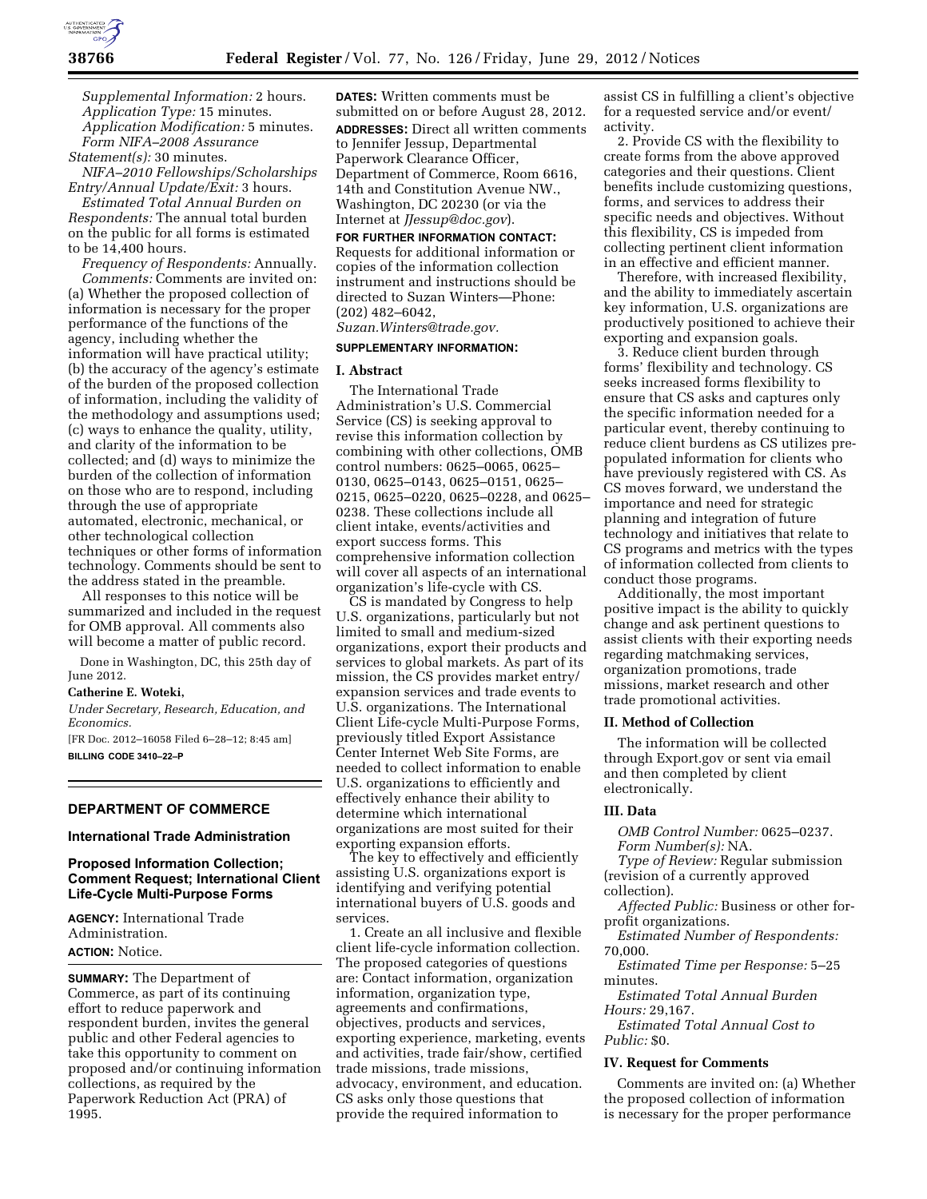*Supplemental Information:* 2 hours.

*Application Type:* 15 minutes.

*Application Modification:* 5 minutes.

*Form NIFA–2008 Assurance Statement(s):* 30 minutes.

*NIFA–2010 Fellowships/Scholarships Entry/Annual Update/Exit:* 3 hours.

*Estimated Total Annual Burden on Respondents:* The annual total burden on the public for all forms is estimated to be 14,400 hours.

*Frequency of Respondents:* Annually.

*Comments:* Comments are invited on: (a) Whether the proposed collection of information is necessary for the proper performance of the functions of the agency, including whether the information will have practical utility; (b) the accuracy of the agency's estimate of the burden of the proposed collection of information, including the validity of the methodology and assumptions used; (c) ways to enhance the quality, utility, and clarity of the information to be collected; and (d) ways to minimize the burden of the collection of information on those who are to respond, including through the use of appropriate automated, electronic, mechanical, or other technological collection techniques or other forms of information technology. Comments should be sent to the address stated in the preamble.

All responses to this notice will be summarized and included in the request for OMB approval. All comments also will become a matter of public record.

Done in Washington, DC, this 25th day of June 2012.

**Catherine E. Woteki,**

*Under Secretary, Research, Education, and Economics.*

[FR Doc. 2012–16058 Filed 6–28–12; 8:45 am]

**BILLING CODE 3410–22–P**

---

## DEPARTMENT OF COMMERCE

### International Trade Administration

### Proposed Information Collection; Comment Request; International Client Life-Cycle Multi-Purpose Forms

**AGENCY:** International Trade Administration.

**ACTION:** Notice.

**SUMMARY:** The Department of Commerce, as part of its continuing effort to reduce paperwork and respondent burden, invites the general public and other Federal agencies to take this opportunity to comment on proposed and/or continuing information collections, as required by the Paperwork Reduction Act (PRA) of 1995.

**DATES:** Written comments must be submitted on or before August 28, 2012.

**ADDRESSES:** Direct all written comments to Jennifer Jessup, Departmental Paperwork Clearance Officer, Department of Commerce, Room 6616, 14th and Constitution Avenue NW., Washington, DC 20230 (or via the Internet at *JJessup@doc.gov*).

**FOR FURTHER INFORMATION CONTACT:** Requests for additional information or copies of the information collection instrument and instructions should be directed to Suzan Winters—Phone: (202) 482–6042, *Suzan.Winters@trade.gov.*

**SUPPLEMENTARY INFORMATION:**

#### I. Abstract

The International Trade Administration's U.S. Commercial Service (CS) is seeking approval to revise this information collection by combining with other collections, OMB control numbers: 0625–0065, 0625–0130, 0625–0143, 0625–0151, 0625–0215, 0625–0220, 0625–0228, and 0625–0238. These collections include all client intake, events/activities and export success forms. This comprehensive information collection will cover all aspects of an international organization's life-cycle with CS.

CS is mandated by Congress to help U.S. organizations, particularly but not limited to small and medium-sized organizations, export their products and services to global markets. As part of its mission, the CS provides market entry/expansion services and trade events to U.S. organizations. The International Client Life-cycle Multi-Purpose Forms, previously titled Export Assistance Center Internet Web Site Forms, are needed to collect information to enable U.S. organizations to efficiently and effectively enhance their ability to determine which international organizations are most suited for their exporting expansion efforts.

The key to effectively and efficiently assisting U.S. organizations export is identifying and verifying potential international buyers of U.S. goods and services.

1. Create an all inclusive and flexible client life-cycle information collection. The proposed categories of questions are: Contact information, organization information, organization type, agreements and confirmations, objectives, products and services, exporting experience, marketing, events and activities, trade fair/show, certified trade missions, trade missions, advocacy, environment, and education. CS asks only those questions that provide the required information to assist CS in fulfilling a client's objective for a requested service and/or event/activity.

2. Provide CS with the flexibility to create forms from the above approved categories and their questions. Client benefits include customizing questions, forms, and services to address their specific needs and objectives. Without this flexibility, CS is impeded from collecting pertinent client information in an effective and efficient manner.

Therefore, with increased flexibility, and the ability to immediately ascertain key information, U.S. organizations are productively positioned to achieve their exporting and expansion goals.

3. Reduce client burden through forms' flexibility and technology. CS seeks increased forms flexibility to ensure that CS asks and captures only the specific information needed for a particular event, thereby continuing to reduce client burdens as CS utilizes pre-populated information for clients who have previously registered with CS. As CS moves forward, we understand the importance and need for strategic planning and integration of future technology and initiatives that relate to CS programs and metrics with the types of information collected from clients to conduct those programs.

Additionally, the most important positive impact is the ability to quickly change and ask pertinent questions to assist clients with their exporting needs regarding matchmaking services, organization promotions, trade missions, market research and other trade promotional activities.

#### II. Method of Collection

The information will be collected through Export.gov or sent via email and then completed by client electronically.

#### III. Data

*OMB Control Number:* 0625–0237.

*Form Number(s):* NA.

*Type of Review:* Regular submission (revision of a currently approved collection).

*Affected Public:* Business or other for-profit organizations.

*Estimated Number of Respondents:* 70,000.

*Estimated Time per Response:* 5–25 minutes.

*Estimated Total Annual Burden Hours:* 29,167.

*Estimated Total Annual Cost to Public:* $0.

#### IV. Request for Comments

Comments are invited on: (a) Whether the proposed collection of information is necessary for the proper performance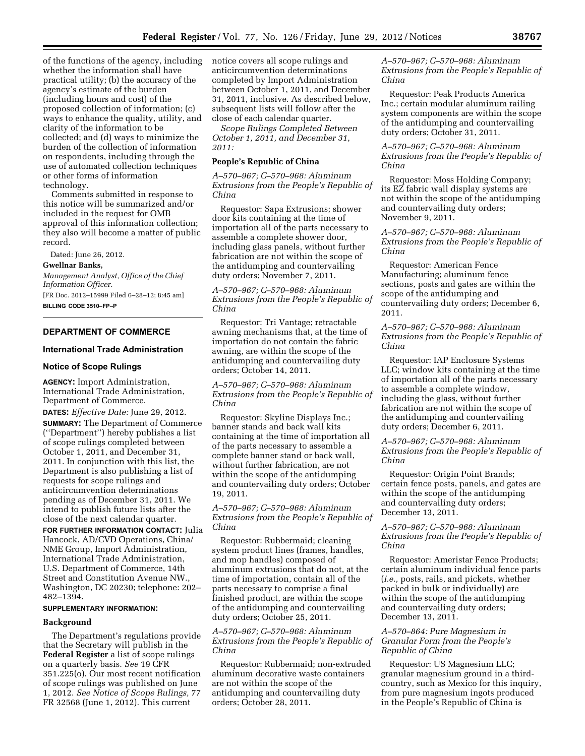of the functions of the agency, including whether the information shall have practical utility; (b) the accuracy of the agency's estimate of the burden (including hours and cost) of the proposed collection of information; (c) ways to enhance the quality, utility, and clarity of the information to be collected; and (d) ways to minimize the burden of the collection of information on respondents, including through the use of automated collection techniques or other forms of information technology.

Comments submitted in response to this notice will be summarized and/or included in the request for OMB approval of this information collection; they also will become a matter of public record.

Dated: June 26, 2012.

**Gwellnar Banks,**

*Management Analyst, Office of the Chief Information Officer.*

[FR Doc. 2012–15999 Filed 6–28–12; 8:45 am]

**BILLING CODE 3510–FP–P**

---

## DEPARTMENT OF COMMERCE

### International Trade Administration

### Notice of Scope Rulings

**AGENCY:** Import Administration, International Trade Administration, Department of Commerce.

**DATES:** *Effective Date:* June 29, 2012.

**SUMMARY:** The Department of Commerce (''Department'') hereby publishes a list of scope rulings completed between October 1, 2011, and December 31, 2011. In conjunction with this list, the Department is also publishing a list of requests for scope rulings and anticircumvention determinations pending as of December 31, 2011. We intend to publish future lists after the close of the next calendar quarter.

**FOR FURTHER INFORMATION CONTACT:** Julia Hancock, AD/CVD Operations, China/NME Group, Import Administration, International Trade Administration, U.S. Department of Commerce, 14th Street and Constitution Avenue NW., Washington, DC 20230; telephone: 202–482–1394.

**SUPPLEMENTARY INFORMATION:**

### Background

The Department's regulations provide that the Secretary will publish in the **Federal Register** a list of scope rulings on a quarterly basis. *See* 19 CFR 351.225(o). Our most recent notification of scope rulings was published on June 1, 2012. *See Notice of Scope Rulings,* 77 FR 32568 (June 1, 2012). This current notice covers all scope rulings and anticircumvention determinations completed by Import Administration between October 1, 2011, and December 31, 2011, inclusive. As described below, subsequent lists will follow after the close of each calendar quarter.

*Scope Rulings Completed Between October 1, 2011, and December 31, 2011:*

### People's Republic of China

*A–570–967; C–570–968: Aluminum Extrusions from the People's Republic of China*

Requestor: Sapa Extrusions; shower door kits containing at the time of importation all of the parts necessary to assemble a complete shower door, including glass panels, without further fabrication are not within the scope of the antidumping and countervailing duty orders; November 7, 2011.

*A–570–967; C–570–968: Aluminum Extrusions from the People's Republic of China*

Requestor: Tri Vantage; retractable awning mechanisms that, at the time of importation do not contain the fabric awning, are within the scope of the antidumping and countervailing duty orders; October 14, 2011.

*A–570–967; C–570–968: Aluminum Extrusions from the People's Republic of China*

Requestor: Skyline Displays Inc.; banner stands and back wall kits containing at the time of importation all of the parts necessary to assemble a complete banner stand or back wall, without further fabrication, are not within the scope of the antidumping and countervailing duty orders; October 19, 2011.

*A–570–967; C–570–968: Aluminum Extrusions from the People's Republic of China*

Requestor: Rubbermaid; cleaning system product lines (frames, handles, and mop handles) composed of aluminum extrusions that do not, at the time of importation, contain all of the parts necessary to comprise a final finished product, are within the scope of the antidumping and countervailing duty orders; October 25, 2011.

*A–570–967; C–570–968: Aluminum Extrusions from the People's Republic of China*

Requestor: Rubbermaid; non-extruded aluminum decorative waste containers are not within the scope of the antidumping and countervailing duty orders; October 28, 2011.

*A–570–967; C–570–968: Aluminum Extrusions from the People's Republic of China*

Requestor: Peak Products America Inc.; certain modular aluminum railing system components are within the scope of the antidumping and countervailing duty orders; October 31, 2011.

*A–570–967; C–570–968: Aluminum Extrusions from the People's Republic of China*

Requestor: Moss Holding Company; its EZ fabric wall display systems are not within the scope of the antidumping and countervailing duty orders; November 9, 2011.

*A–570–967; C–570–968: Aluminum Extrusions from the People's Republic of China*

Requestor: American Fence Manufacturing; aluminum fence sections, posts and gates are within the scope of the antidumping and countervailing duty orders; December 6, 2011.

*A–570–967; C–570–968: Aluminum Extrusions from the People's Republic of China*

Requestor: IAP Enclosure Systems LLC; window kits containing at the time of importation all of the parts necessary to assemble a complete window, including the glass, without further fabrication are not within the scope of the antidumping and countervailing duty orders; December 6, 2011.

*A–570–967; C–570–968: Aluminum Extrusions from the People's Republic of China*

Requestor: Origin Point Brands; certain fence posts, panels, and gates are within the scope of the antidumping and countervailing duty orders; December 13, 2011.

*A–570–967; C–570–968: Aluminum Extrusions from the People's Republic of China*

Requestor: Ameristar Fence Products; certain aluminum individual fence parts (*i.e.,* posts, rails, and pickets, whether packed in bulk or individually) are within the scope of the antidumping and countervailing duty orders; December 13, 2011.

*A–570–864: Pure Magnesium in Granular Form from the People's Republic of China*

Requestor: US Magnesium LLC; granular magnesium ground in a third-country, such as Mexico for this inquiry, from pure magnesium ingots produced in the People's Republic of China is